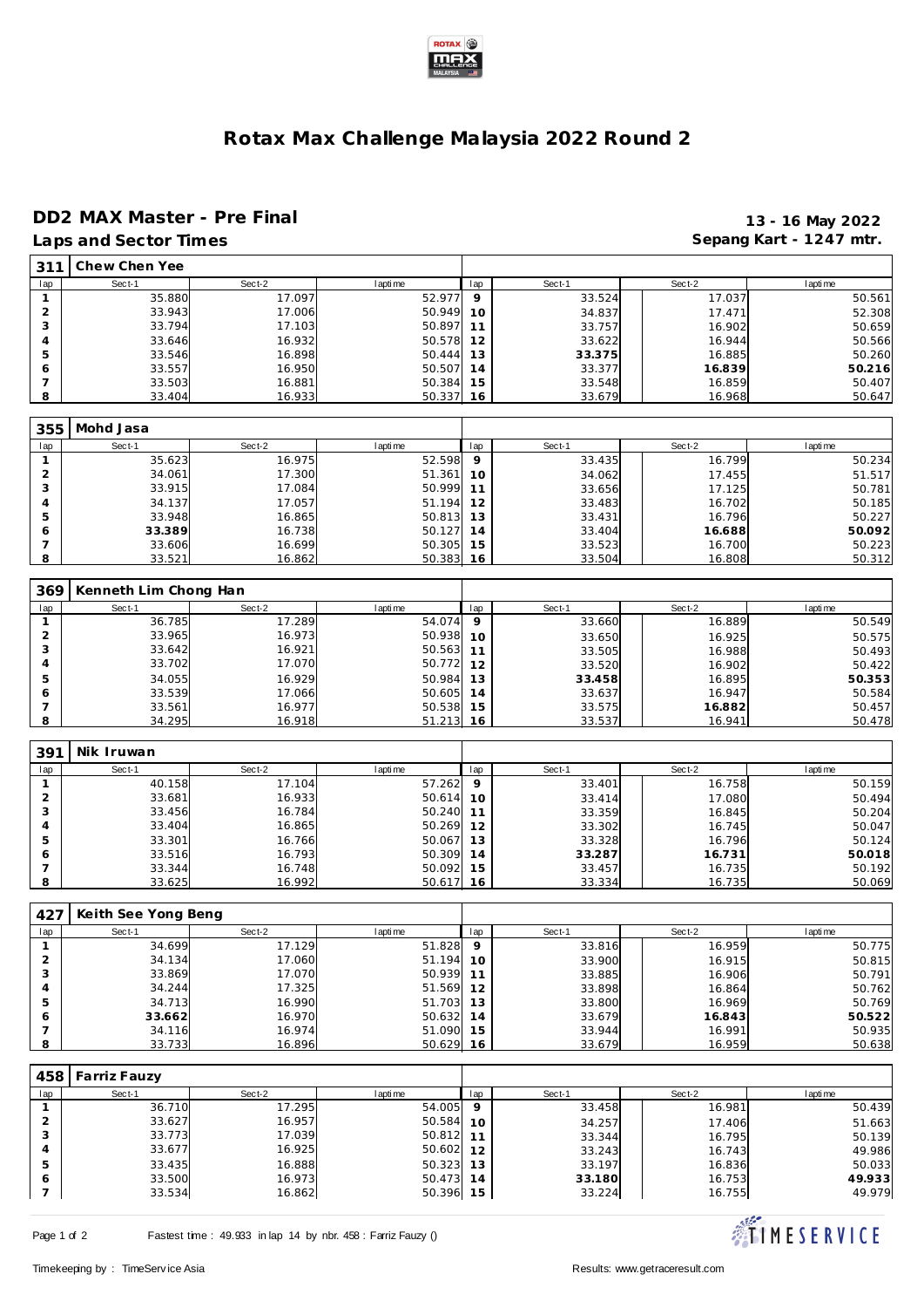# Rotax Max Challenge Malaysia 2022 Round 2

## DD2 MAX Master - Pre Final

**Laps and Sector Times**

**13 - 16 May 2022**

**Sepang Kart - 1247 mtr.**

| 311 | Chew Chen Yee | | | | | | |
|---|---|---|---|---|---|---|---|
| lap | Sect-1 | Sect-2 | laptime | lap | Sect-1 | Sect-2 | laptime |
| 1 | 35.880 | 17.097 | 52.977 | 9 | 33.524 | 17.037 | 50.561 |
| 2 | 33.943 | 17.006 | 50.949 | 10 | 34.837 | 17.471 | 52.308 |
| 3 | 33.794 | 17.103 | 50.897 | 11 | 33.757 | 16.902 | 50.659 |
| 4 | 33.646 | 16.932 | 50.578 | 12 | 33.622 | 16.944 | 50.566 |
| 5 | 33.546 | 16.898 | 50.444 | 13 | **33.375** | 16.885 | 50.260 |
| 6 | 33.557 | 16.950 | 50.507 | 14 | 33.377 | **16.839** | **50.216** |
| 7 | 33.503 | 16.881 | 50.384 | 15 | 33.548 | 16.859 | 50.407 |
| 8 | 33.404 | 16.933 | 50.337 | 16 | 33.679 | 16.968 | 50.647 |

| 355 | Mohd Jasa | | | | | | |
|---|---|---|---|---|---|---|---|
| lap | Sect-1 | Sect-2 | laptime | lap | Sect-1 | Sect-2 | laptime |
| 1 | 35.623 | 16.975 | 52.598 | 9 | 33.435 | 16.799 | 50.234 |
| 2 | 34.061 | 17.300 | 51.361 | 10 | 34.062 | 17.455 | 51.517 |
| 3 | 33.915 | 17.084 | 50.999 | 11 | 33.656 | 17.125 | 50.781 |
| 4 | 34.137 | 17.057 | 51.194 | 12 | 33.483 | 16.702 | 50.185 |
| 5 | 33.948 | 16.865 | 50.813 | 13 | 33.431 | 16.796 | 50.227 |
| 6 | **33.389** | 16.738 | 50.127 | 14 | 33.404 | **16.688** | **50.092** |
| 7 | 33.606 | 16.699 | 50.305 | 15 | 33.523 | 16.700 | 50.223 |
| 8 | 33.521 | 16.862 | 50.383 | 16 | 33.504 | 16.808 | 50.312 |

| 369 | Kenneth Lim Chong Han | | | | | | |
|---|---|---|---|---|---|---|---|
| lap | Sect-1 | Sect-2 | laptime | lap | Sect-1 | Sect-2 | laptime |
| 1 | 36.785 | 17.289 | 54.074 | 9 | 33.660 | 16.889 | 50.549 |
| 2 | 33.965 | 16.973 | 50.938 | 10 | 33.650 | 16.925 | 50.575 |
| 3 | 33.642 | 16.921 | 50.563 | 11 | 33.505 | 16.988 | 50.493 |
| 4 | 33.702 | 17.070 | 50.772 | 12 | 33.520 | 16.902 | 50.422 |
| 5 | 34.055 | 16.929 | 50.984 | 13 | **33.458** | 16.895 | **50.353** |
| 6 | 33.539 | 17.066 | 50.605 | 14 | 33.637 | 16.947 | 50.584 |
| 7 | 33.561 | 16.977 | 50.538 | 15 | 33.575 | **16.882** | 50.457 |
| 8 | 34.295 | 16.918 | 51.213 | 16 | 33.537 | 16.941 | 50.478 |

| 391 | Nik Iruwan | | | | | | |
|---|---|---|---|---|---|---|---|
| lap | Sect-1 | Sect-2 | laptime | lap | Sect-1 | Sect-2 | laptime |
| 1 | 40.158 | 17.104 | 57.262 | 9 | 33.401 | 16.758 | 50.159 |
| 2 | 33.681 | 16.933 | 50.614 | 10 | 33.414 | 17.080 | 50.494 |
| 3 | 33.456 | 16.784 | 50.240 | 11 | 33.359 | 16.845 | 50.204 |
| 4 | 33.404 | 16.865 | 50.269 | 12 | 33.302 | 16.745 | 50.047 |
| 5 | 33.301 | 16.766 | 50.067 | 13 | 33.328 | 16.796 | 50.124 |
| 6 | 33.516 | 16.793 | 50.309 | 14 | **33.287** | **16.731** | **50.018** |
| 7 | 33.344 | 16.748 | 50.092 | 15 | 33.457 | 16.735 | 50.192 |
| 8 | 33.625 | 16.992 | 50.617 | 16 | 33.334 | 16.735 | 50.069 |

| 427 | Keith See Yong Beng | | | | | | |
|---|---|---|---|---|---|---|---|
| lap | Sect-1 | Sect-2 | laptime | lap | Sect-1 | Sect-2 | laptime |
| 1 | 34.699 | 17.129 | 51.828 | 9 | 33.816 | 16.959 | 50.775 |
| 2 | 34.134 | 17.060 | 51.194 | 10 | 33.900 | 16.915 | 50.815 |
| 3 | 33.869 | 17.070 | 50.939 | 11 | 33.885 | 16.906 | 50.791 |
| 4 | 34.244 | 17.325 | 51.569 | 12 | 33.898 | 16.864 | 50.762 |
| 5 | 34.713 | 16.990 | 51.703 | 13 | 33.800 | 16.969 | 50.769 |
| 6 | **33.662** | 16.970 | 50.632 | 14 | 33.679 | **16.843** | **50.522** |
| 7 | 34.116 | 16.974 | 51.090 | 15 | 33.944 | 16.991 | 50.935 |
| 8 | 33.733 | 16.896 | 50.629 | 16 | 33.679 | 16.959 | 50.638 |

| 458 | Farriz Fauzy | | | | | | |
|---|---|---|---|---|---|---|---|
| lap | Sect-1 | Sect-2 | laptime | lap | Sect-1 | Sect-2 | laptime |
| 1 | 36.710 | 17.295 | 54.005 | 9 | 33.458 | 16.981 | 50.439 |
| 2 | 33.627 | 16.957 | 50.584 | 10 | 34.257 | 17.406 | 51.663 |
| 3 | 33.773 | 17.039 | 50.812 | 11 | 33.344 | 16.795 | 50.139 |
| 4 | 33.677 | 16.925 | 50.602 | 12 | 33.243 | 16.743 | 49.986 |
| 5 | 33.435 | 16.888 | 50.323 | 13 | 33.197 | 16.836 | 50.033 |
| 6 | 33.500 | 16.973 | 50.473 | 14 | **33.180** | 16.753 | **49.933** |
| 7 | 33.534 | 16.862 | 50.396 | 15 | 33.224 | 16.755 | 49.979 |

Fastest time : 49.933 in lap 14 by nbr. 458 : Farriz Fauzy ()

Timekeeping by : TimeService Asia

Results: www.getraceresult.com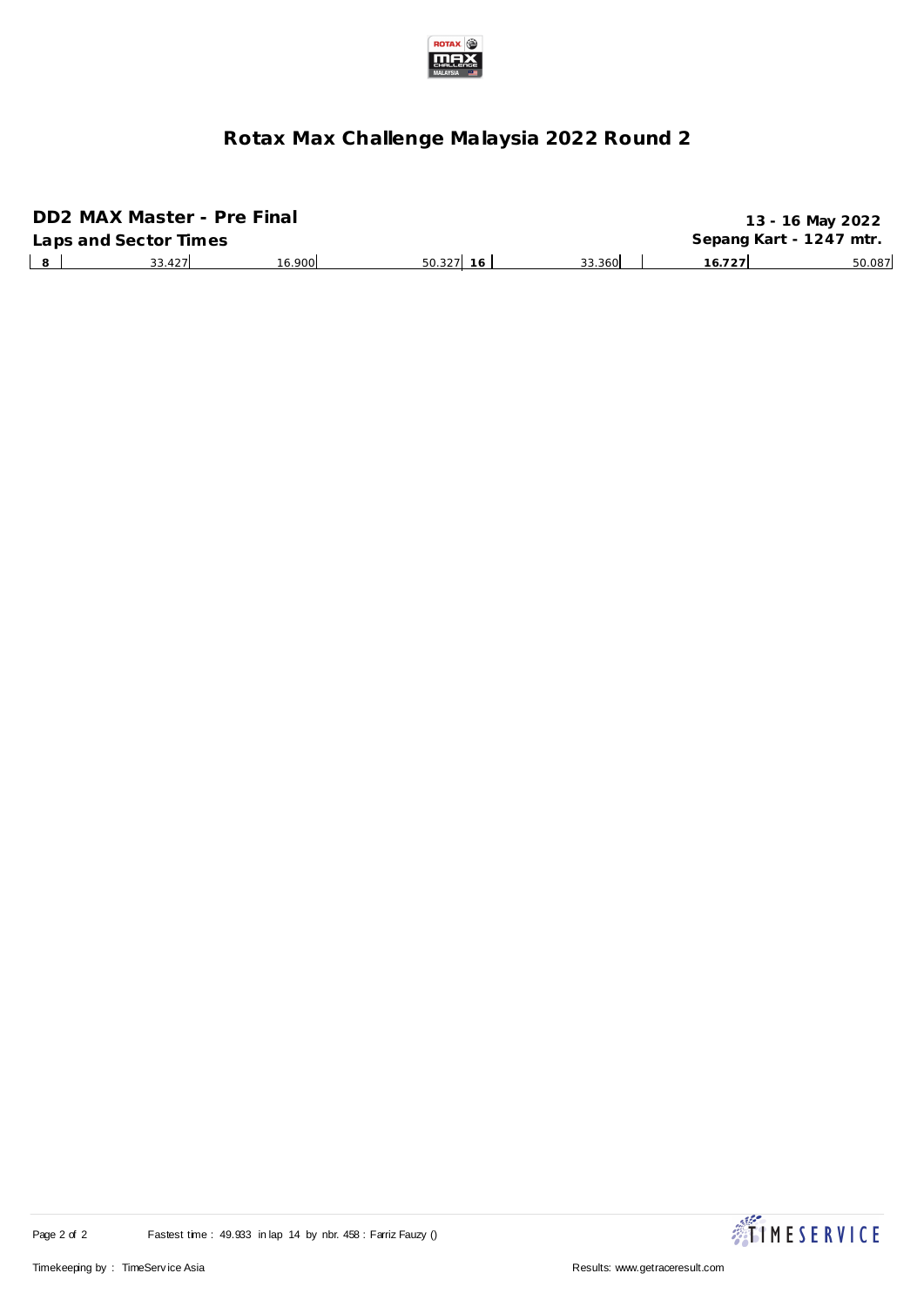# Rotax Max Challenge Malaysia 2022 Round 2

## DD2 MAX Master - Pre Final

**Laps and Sector Times**

13 - 16 May 2022

Sepang Kart - 1247 mtr.

| | | | | | | | |
|---|---|---|---|---|---|---|---|
| **8** | 33.427 | 16.900 | 50.327 | **16** | 33.360 | **16.727** | 50.087 |

Fastest time : 49.933 in lap 14 by nbr. 458 : Farriz Fauzy ()

Timekeeping by : TimeService Asia

Results: www.getraceresult.com